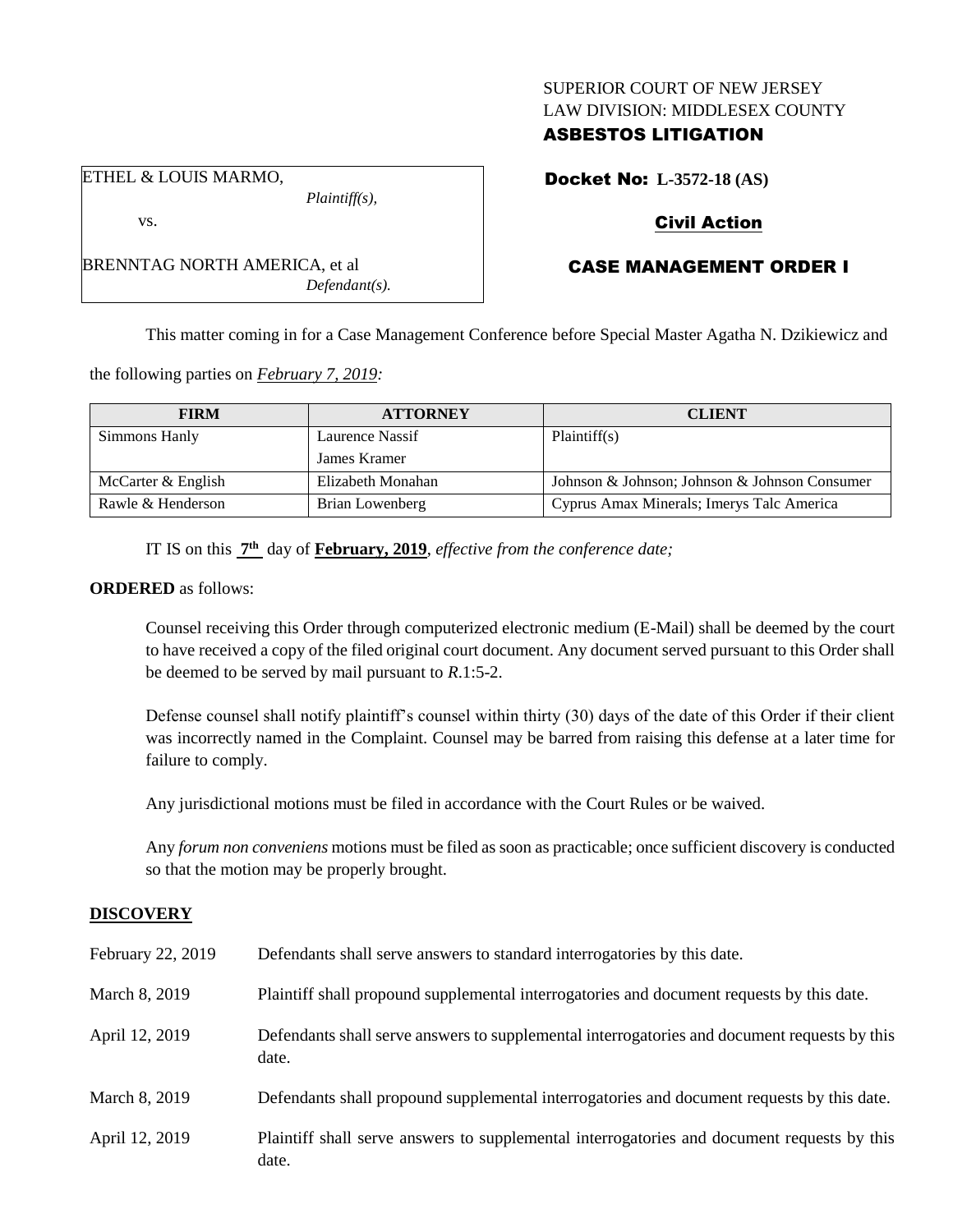SUPERIOR COURT OF NEW JERSEY
LAW DIVISION: MIDDLESEX COUNTY
**ASBESTOS LITIGATION**

ETHEL & LOUIS MARMO,
*Plaintiff(s),*

vs.

BRENNTAG NORTH AMERICA, et al
*Defendant(s).*

**Docket No: L-3572-18 (AS)**

**Civil Action**

**CASE MANAGEMENT ORDER I**

This matter coming in for a Case Management Conference before Special Master Agatha N. Dzikiewicz and the following parties on *February 7, 2019:*

| FIRM | ATTORNEY | CLIENT |
|---|---|---|
| Simmons Hanly | Laurence Nassif<br>James Kramer | Plaintiff(s) |
| McCarter & English | Elizabeth Monahan | Johnson & Johnson; Johnson & Johnson Consumer |
| Rawle & Henderson | Brian Lowenberg | Cyprus Amax Minerals; Imerys Talc America |

IT IS on this **7th** day of **February, 2019**, *effective from the conference date;*

**ORDERED** as follows:

Counsel receiving this Order through computerized electronic medium (E-Mail) shall be deemed by the court to have received a copy of the filed original court document. Any document served pursuant to this Order shall be deemed to be served by mail pursuant to *R*.1:5-2.

Defense counsel shall notify plaintiff's counsel within thirty (30) days of the date of this Order if their client was incorrectly named in the Complaint. Counsel may be barred from raising this defense at a later time for failure to comply.

Any jurisdictional motions must be filed in accordance with the Court Rules or be waived.

Any *forum non conveniens* motions must be filed as soon as practicable; once sufficient discovery is conducted so that the motion may be properly brought.

**DISCOVERY**

February 22, 2019 — Defendants shall serve answers to standard interrogatories by this date.

March 8, 2019 — Plaintiff shall propound supplemental interrogatories and document requests by this date.

April 12, 2019 — Defendants shall serve answers to supplemental interrogatories and document requests by this date.

March 8, 2019 — Defendants shall propound supplemental interrogatories and document requests by this date.

April 12, 2019 — Plaintiff shall serve answers to supplemental interrogatories and document requests by this date.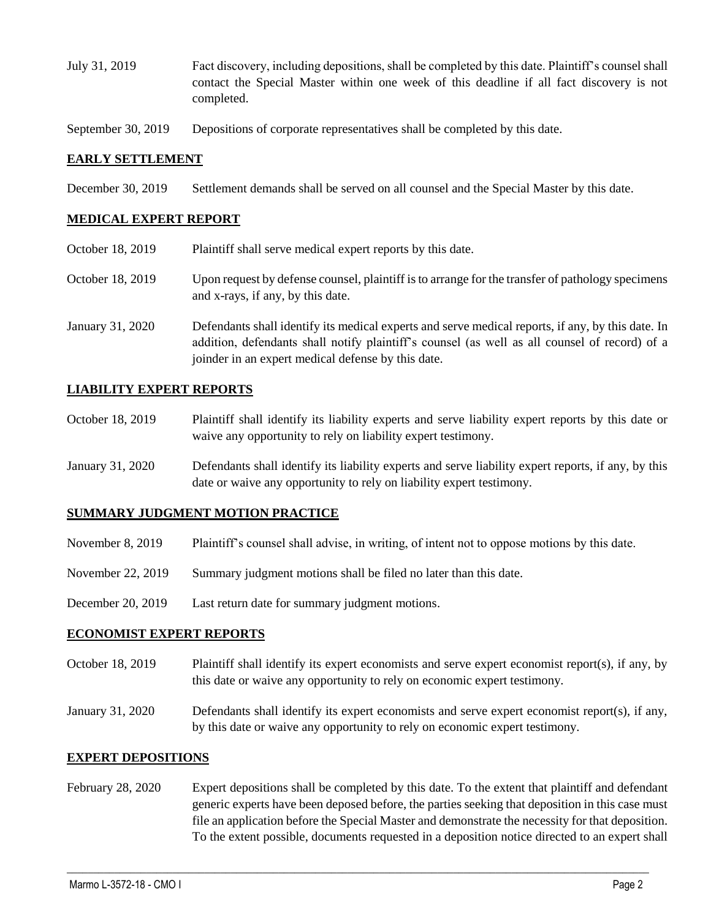| | |
|---|---|
| July 31, 2019 | Fact discovery, including depositions, shall be completed by this date. Plaintiff's counsel shall contact the Special Master within one week of this deadline if all fact discovery is not completed. |
| September 30, 2019 | Depositions of corporate representatives shall be completed by this date. |

## EARLY SETTLEMENT

| | |
|---|---|
| December 30, 2019 | Settlement demands shall be served on all counsel and the Special Master by this date. |

## MEDICAL EXPERT REPORT

| | |
|---|---|
| October 18, 2019 | Plaintiff shall serve medical expert reports by this date. |
| October 18, 2019 | Upon request by defense counsel, plaintiff is to arrange for the transfer of pathology specimens and x-rays, if any, by this date. |
| January 31, 2020 | Defendants shall identify its medical experts and serve medical reports, if any, by this date. In addition, defendants shall notify plaintiff's counsel (as well as all counsel of record) of a joinder in an expert medical defense by this date. |

## LIABILITY EXPERT REPORTS

| | |
|---|---|
| October 18, 2019 | Plaintiff shall identify its liability experts and serve liability expert reports by this date or waive any opportunity to rely on liability expert testimony. |
| January 31, 2020 | Defendants shall identify its liability experts and serve liability expert reports, if any, by this date or waive any opportunity to rely on liability expert testimony. |

## SUMMARY JUDGMENT MOTION PRACTICE

| | |
|---|---|
| November 8, 2019 | Plaintiff's counsel shall advise, in writing, of intent not to oppose motions by this date. |
| November 22, 2019 | Summary judgment motions shall be filed no later than this date. |
| December 20, 2019 | Last return date for summary judgment motions. |

## ECONOMIST EXPERT REPORTS

| | |
|---|---|
| October 18, 2019 | Plaintiff shall identify its expert economists and serve expert economist report(s), if any, by this date or waive any opportunity to rely on economic expert testimony. |
| January 31, 2020 | Defendants shall identify its expert economists and serve expert economist report(s), if any, by this date or waive any opportunity to rely on economic expert testimony. |

## EXPERT DEPOSITIONS

| | |
|---|---|
| February 28, 2020 | Expert depositions shall be completed by this date. To the extent that plaintiff and defendant generic experts have been deposed before, the parties seeking that deposition in this case must file an application before the Special Master and demonstrate the necessity for that deposition. To the extent possible, documents requested in a deposition notice directed to an expert shall |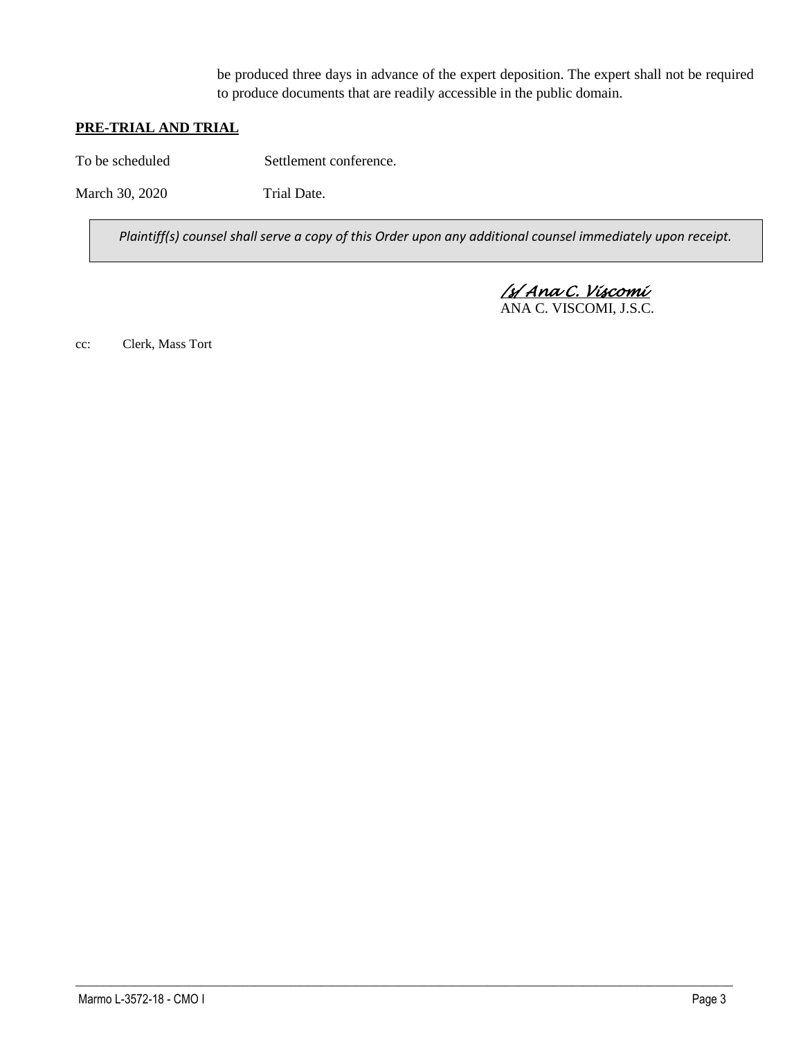be produced three days in advance of the expert deposition. The expert shall not be required to produce documents that are readily accessible in the public domain.

**PRE-TRIAL AND TRIAL**

| | |
|---|---|
| To be scheduled | Settlement conference. |
| March 30, 2020 | Trial Date. |

*Plaintiff(s) counsel shall serve a copy of this Order upon any additional counsel immediately upon receipt.*

/s/ Ana C. Viscomi
ANA C. VISCOMI, J.S.C.

cc: Clerk, Mass Tort